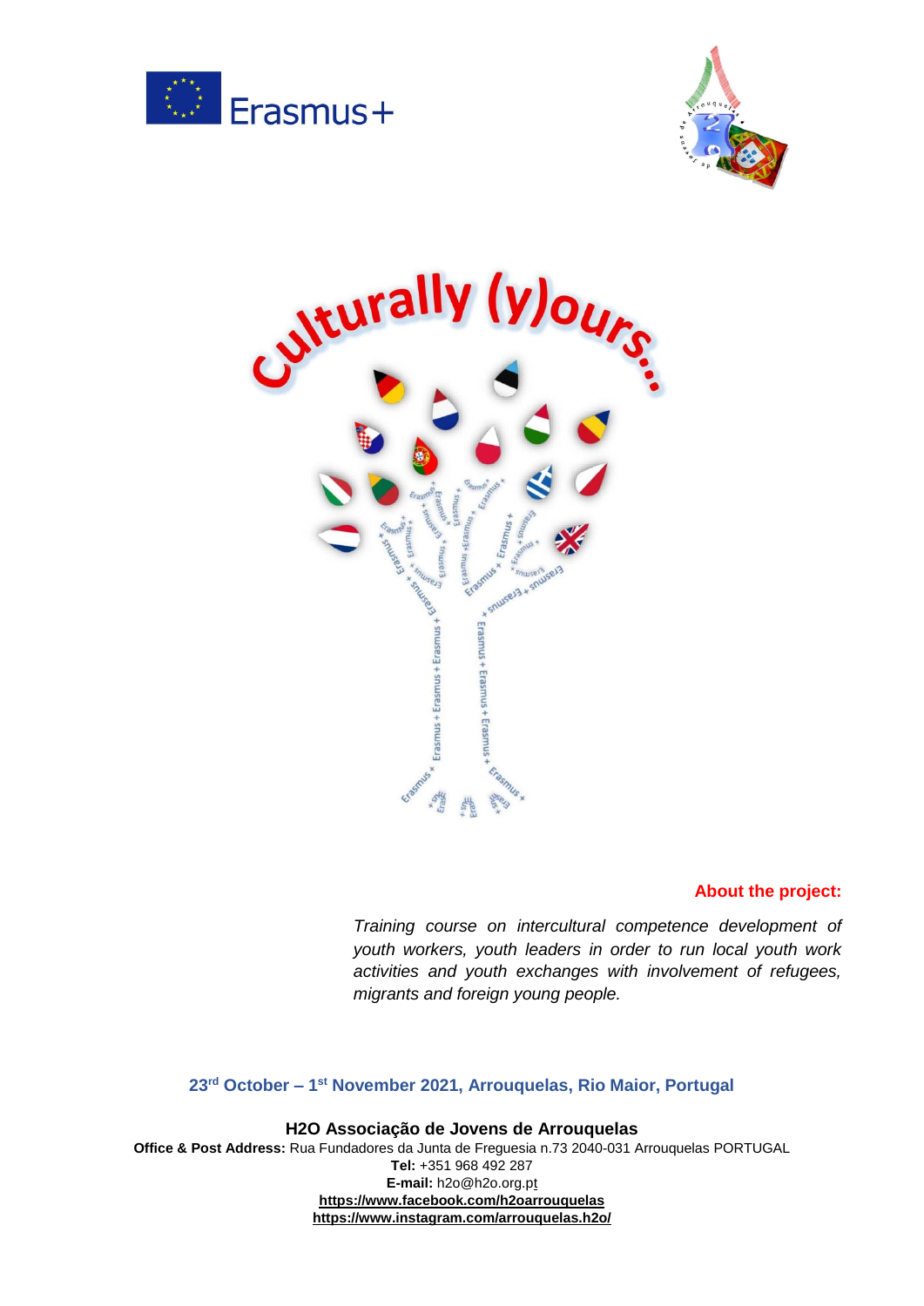# Culturally (y)ours...

**About the project:**

*Training course on intercultural competence development of youth workers, youth leaders in order to run local youth work activities and youth exchanges with involvement of refugees, migrants and foreign young people.*

**23rd October – 1st November 2021, Arrouquelas, Rio Maior, Portugal**

**H2O Associação de Jovens de Arrouquelas**
**Office & Post Address:** Rua Fundadores da Junta de Freguesia n.73 2040-031 Arrouquelas PORTUGAL
**Tel:** +351 968 492 287
**E-mail:** h2o@h2o.org.pt
**https://www.facebook.com/h2oarrouquelas**
**https://www.instagram.com/arrouquelas.h2o/**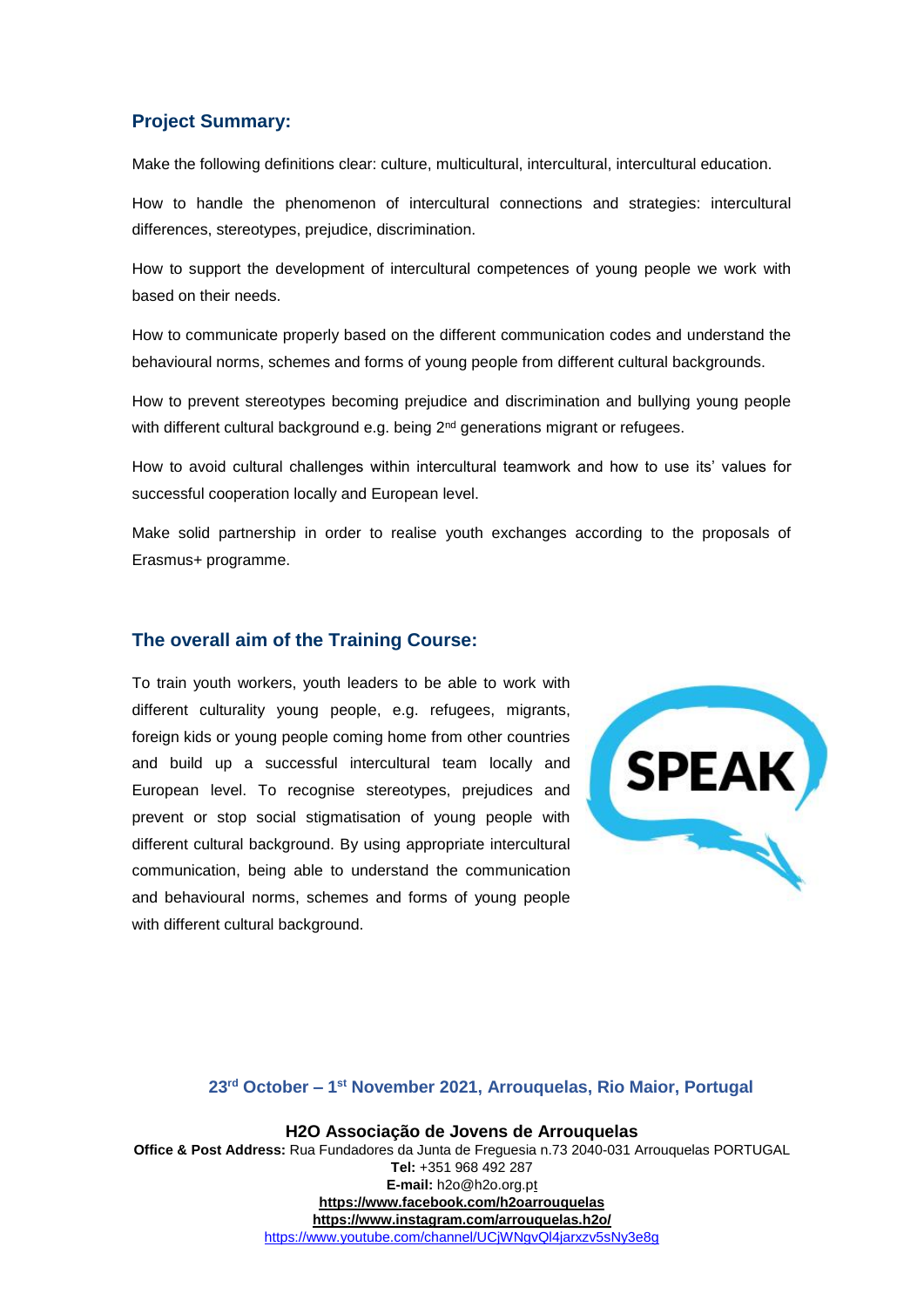## Project Summary:

Make the following definitions clear: culture, multicultural, intercultural, intercultural education.

How to handle the phenomenon of intercultural connections and strategies: intercultural differences, stereotypes, prejudice, discrimination.

How to support the development of intercultural competences of young people we work with based on their needs.

How to communicate properly based on the different communication codes and understand the behavioural norms, schemes and forms of young people from different cultural backgrounds.

How to prevent stereotypes becoming prejudice and discrimination and bullying young people with different cultural background e.g. being 2nd generations migrant or refugees.

How to avoid cultural challenges within intercultural teamwork and how to use its' values for successful cooperation locally and European level.

Make solid partnership in order to realise youth exchanges according to the proposals of Erasmus+ programme.

## The overall aim of the Training Course:

To train youth workers, youth leaders to be able to work with different culturality young people, e.g. refugees, migrants, foreign kids or young people coming home from other countries and build up a successful intercultural team locally and European level. To recognise stereotypes, prejudices and prevent or stop social stigmatisation of young people with different cultural background. By using appropriate intercultural communication, being able to understand the communication and behavioural norms, schemes and forms of young people with different cultural background.

SPEAK

**23rd October – 1st November 2021, Arrouquelas, Rio Maior, Portugal**

**H2O Associação de Jovens de Arrouquelas**
**Office & Post Address:** Rua Fundadores da Junta de Freguesia n.73 2040-031 Arrouquelas PORTUGAL
**Tel:** +351 968 492 287
**E-mail:** h2o@h2o.org.pt
**https://www.facebook.com/h2oarrouquelas**
**https://www.instagram.com/arrouquelas.h2o/**
https://www.youtube.com/channel/UCjWNgvQl4jarxzv5sNy3e8g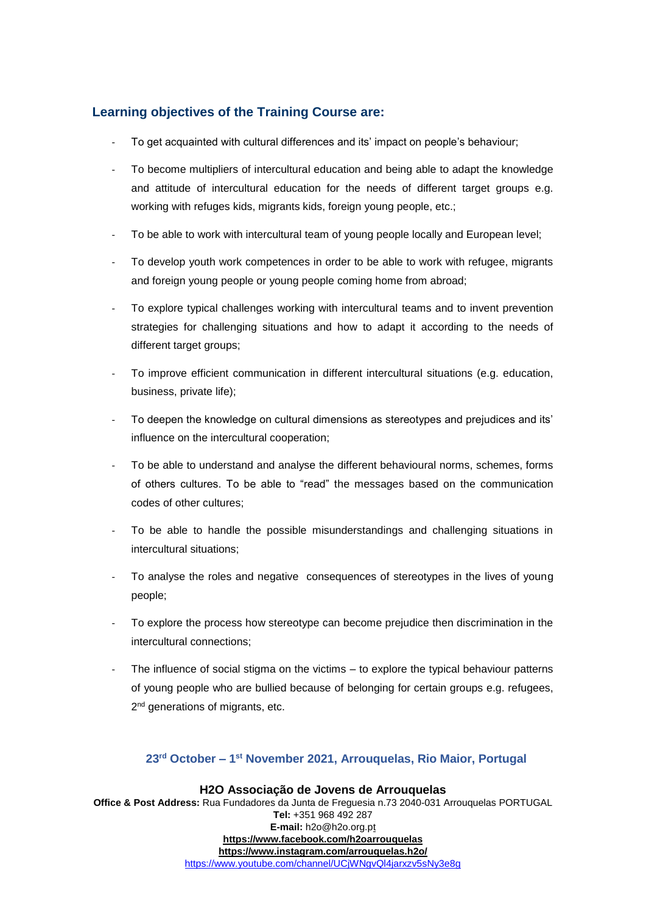## Learning objectives of the Training Course are:

- To get acquainted with cultural differences and its' impact on people's behaviour;
- To become multipliers of intercultural education and being able to adapt the knowledge and attitude of intercultural education for the needs of different target groups e.g. working with refuges kids, migrants kids, foreign young people, etc.;
- To be able to work with intercultural team of young people locally and European level;
- To develop youth work competences in order to be able to work with refugee, migrants and foreign young people or young people coming home from abroad;
- To explore typical challenges working with intercultural teams and to invent prevention strategies for challenging situations and how to adapt it according to the needs of different target groups;
- To improve efficient communication in different intercultural situations (e.g. education, business, private life);
- To deepen the knowledge on cultural dimensions as stereotypes and prejudices and its' influence on the intercultural cooperation;
- To be able to understand and analyse the different behavioural norms, schemes, forms of others cultures. To be able to "read" the messages based on the communication codes of other cultures;
- To be able to handle the possible misunderstandings and challenging situations in intercultural situations;
- To analyse the roles and negative consequences of stereotypes in the lives of young people;
- To explore the process how stereotype can become prejudice then discrimination in the intercultural connections;
- The influence of social stigma on the victims – to explore the typical behaviour patterns of young people who are bullied because of belonging for certain groups e.g. refugees, 2nd generations of migrants, etc.

**23rd October – 1st November 2021, Arrouquelas, Rio Maior, Portugal**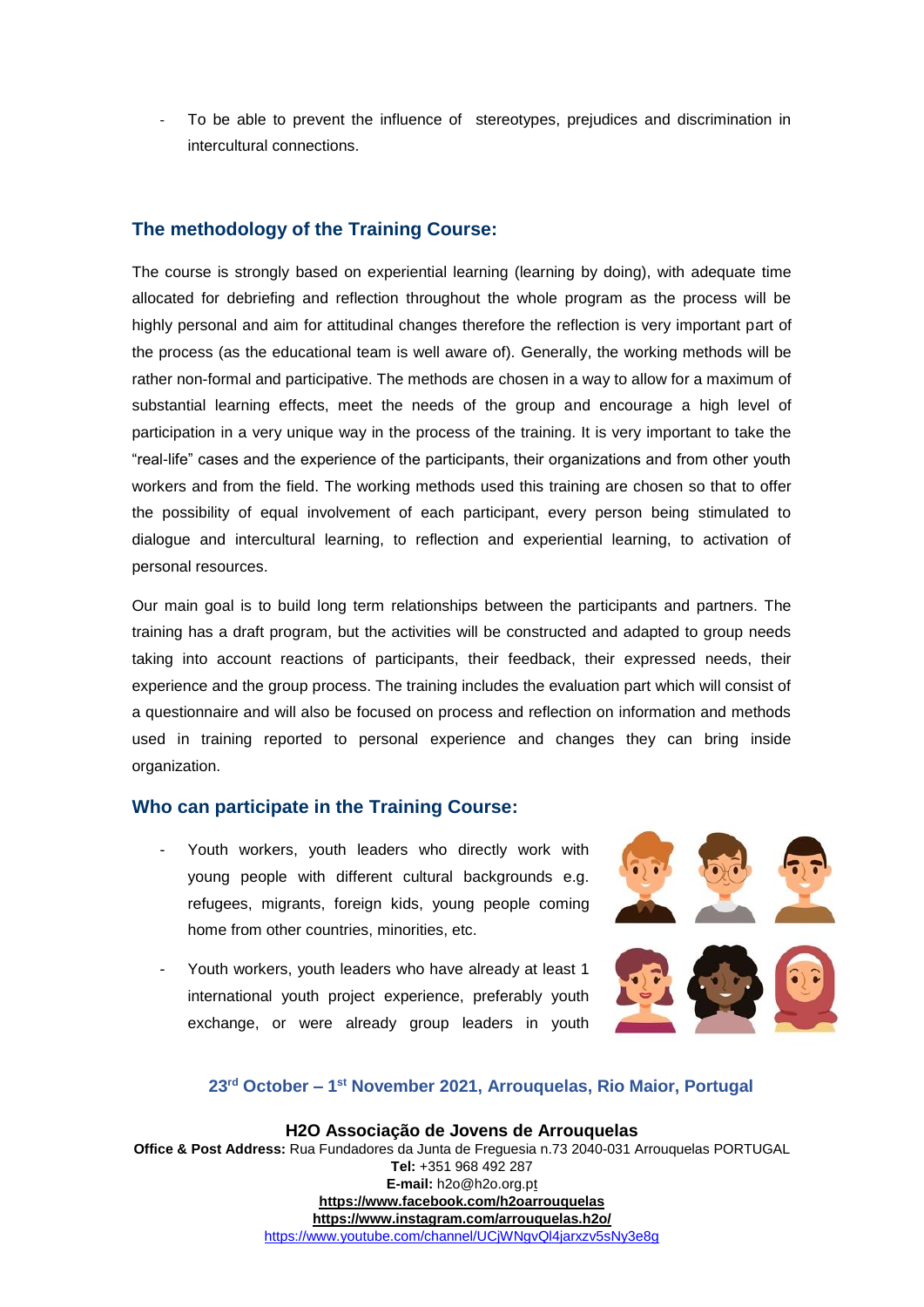- To be able to prevent the influence of stereotypes, prejudices and discrimination in intercultural connections.

## The methodology of the Training Course:

The course is strongly based on experiential learning (learning by doing), with adequate time allocated for debriefing and reflection throughout the whole program as the process will be highly personal and aim for attitudinal changes therefore the reflection is very important part of the process (as the educational team is well aware of). Generally, the working methods will be rather non-formal and participative. The methods are chosen in a way to allow for a maximum of substantial learning effects, meet the needs of the group and encourage a high level of participation in a very unique way in the process of the training. It is very important to take the "real-life" cases and the experience of the participants, their organizations and from other youth workers and from the field. The working methods used this training are chosen so that to offer the possibility of equal involvement of each participant, every person being stimulated to dialogue and intercultural learning, to reflection and experiential learning, to activation of personal resources.

Our main goal is to build long term relationships between the participants and partners. The training has a draft program, but the activities will be constructed and adapted to group needs taking into account reactions of participants, their feedback, their expressed needs, their experience and the group process. The training includes the evaluation part which will consist of a questionnaire and will also be focused on process and reflection on information and methods used in training reported to personal experience and changes they can bring inside organization.

## Who can participate in the Training Course:

- Youth workers, youth leaders who directly work with young people with different cultural backgrounds e.g. refugees, migrants, foreign kids, young people coming home from other countries, minorities, etc.
- Youth workers, youth leaders who have already at least 1 international youth project experience, preferably youth exchange, or were already group leaders in youth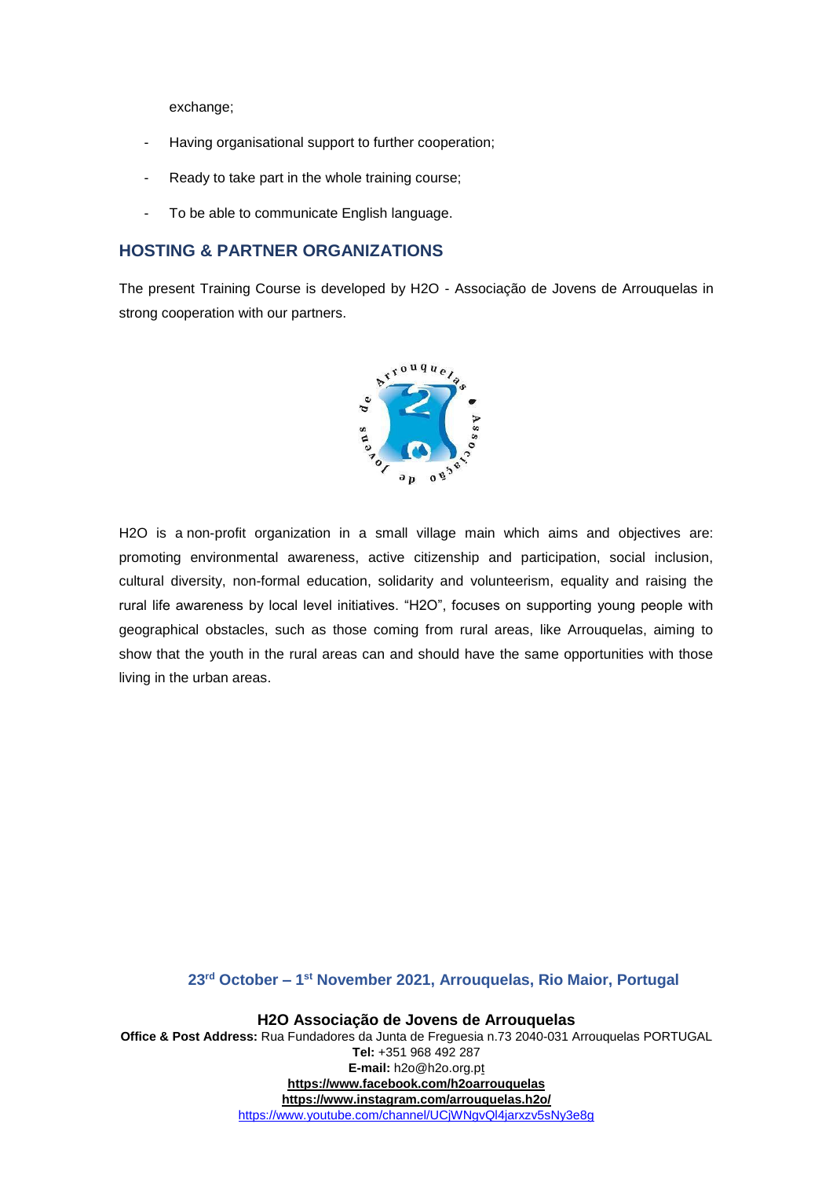exchange;

- Having organisational support to further cooperation;
- Ready to take part in the whole training course;
- To be able to communicate English language.

## HOSTING & PARTNER ORGANIZATIONS

The present Training Course is developed by H2O - Associação de Jovens de Arrouquelas in strong cooperation with our partners.

H2O is a non-profit organization in a small village main which aims and objectives are: promoting environmental awareness, active citizenship and participation, social inclusion, cultural diversity, non-formal education, solidarity and volunteerism, equality and raising the rural life awareness by local level initiatives. "H2O", focuses on supporting young people with geographical obstacles, such as those coming from rural areas, like Arrouquelas, aiming to show that the youth in the rural areas can and should have the same opportunities with those living in the urban areas.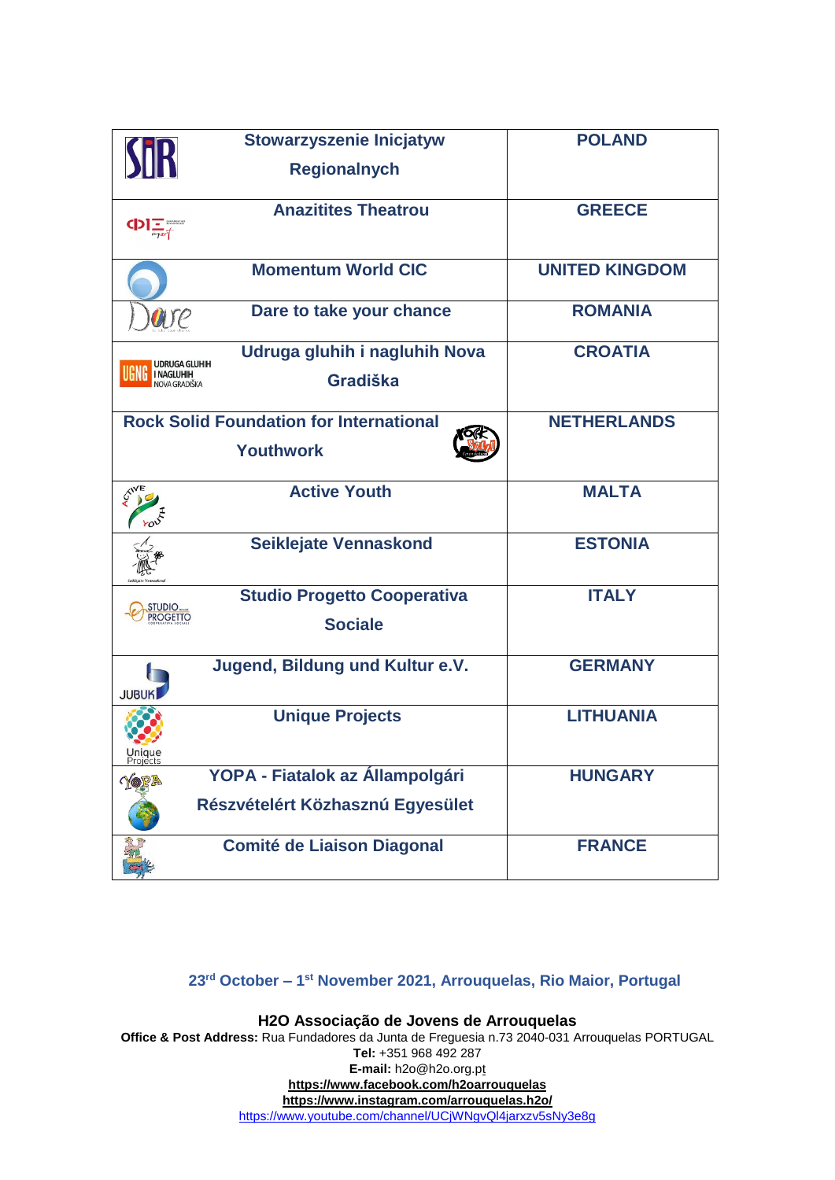| Organisation | Country |
| --- | --- |
| Stowarzyszenie Inicjatyw Regionalnych | POLAND |
| Anazitites Theatrou | GREECE |
| Momentum World CIC | UNITED KINGDOM |
| Dare to take your chance | ROMANIA |
| Udruga gluhih i nagluhih Nova Gradiška | CROATIA |
| Rock Solid Foundation for International Youthwork | NETHERLANDS |
| Active Youth | MALTA |
| Seiklejate Vennaskond | ESTONIA |
| Studio Progetto Cooperativa Sociale | ITALY |
| Jugend, Bildung und Kultur e.V. | GERMANY |
| Unique Projects | LITHUANIA |
| YOPA - Fiatalok az Állampolgári Részvételért Közhasznú Egyesület | HUNGARY |
| Comité de Liaison Diagonal | FRANCE |

**23rd October – 1st November 2021, Arrouquelas, Rio Maior, Portugal**

**H2O Associação de Jovens de Arrouquelas**
**Office & Post Address:** Rua Fundadores da Junta de Freguesia n.73 2040-031 Arrouquelas PORTUGAL
**Tel:** +351 968 492 287
**E-mail:** h2o@h2o.org.pt
**https://www.facebook.com/h2oarrouquelas**
**https://www.instagram.com/arrouquelas.h2o/**
https://www.youtube.com/channel/UCjWNgvQl4jarxzv5sNy3e8g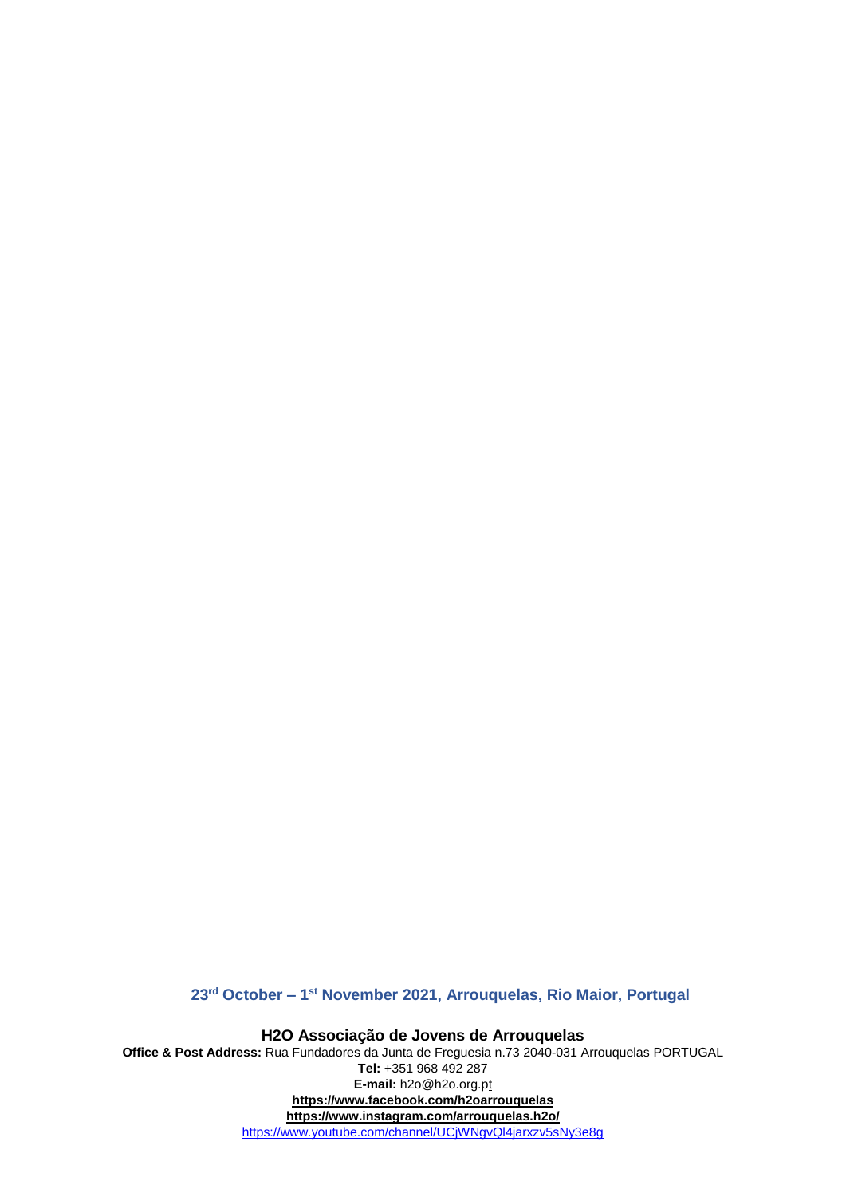**23rd October – 1st November 2021, Arrouquelas, Rio Maior, Portugal**

**H2O Associação de Jovens de Arrouquelas**

**Office & Post Address:** Rua Fundadores da Junta de Freguesia n.73 2040-031 Arrouquelas PORTUGAL

**Tel:** +351 968 492 287

**E-mail:** h2o@h2o.org.pt

**https://www.facebook.com/h2oarrouquelas**

**https://www.instagram.com/arrouquelas.h2o/**

https://www.youtube.com/channel/UCjWNgvQl4jarxzv5sNy3e8g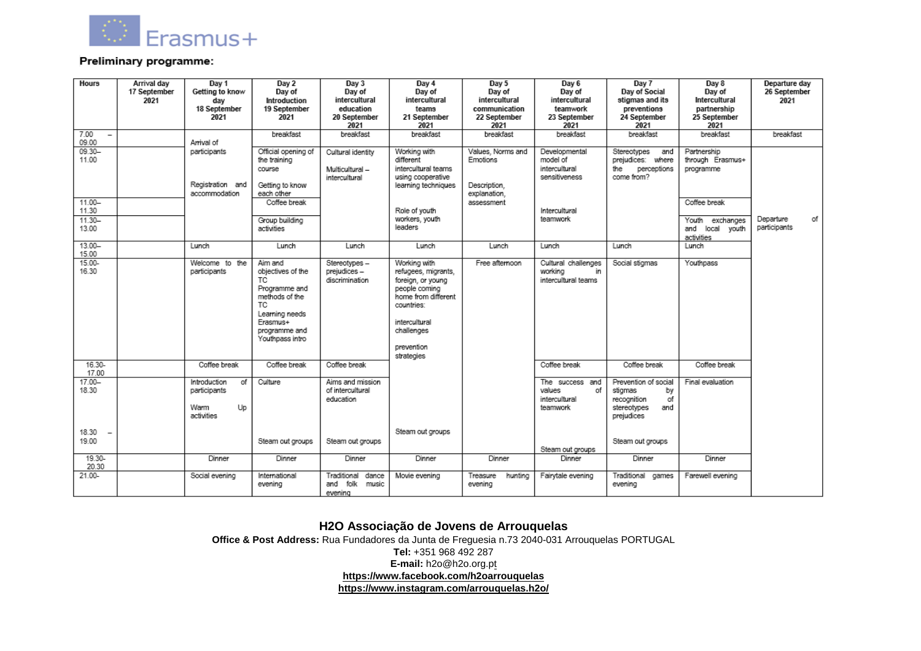# Erasmus+

**Preliminary programme:**

| Hours | Arrival day 17 September 2021 | Day 1 Getting to know day 18 September 2021 | Day 2 Day of Introduction 19 September 2021 | Day 3 Day of intercultural education 20 September 2021 | Day 4 Day of intercultural teams 21 September 2021 | Day 5 Day of intercultural communication 22 September 2021 | Day 6 Day of intercultural teamwork 23 September 2021 | Day 7 Day of Social stigmas and its preventions 24 September 2021 | Day 8 Day of Intercultural partnership 25 September 2021 | Departure day 26 September 2021 |
|---|---|---|---|---|---|---|---|---|---|---|
| 7.00 – 09.00 | | Arrival of participants<br><br>Registration and accommodation | breakfast | breakfast | breakfast | breakfast | breakfast | breakfast | breakfast | breakfast |
| 09.30–11.00 | | | Official opening of the training course<br><br>Getting to know each other | Cultural identity<br><br>Multicultural – intercultural | Working with different intercultural teams using cooperative learning techniques<br><br>Role of youth workers, youth leaders | Values, Norms and Emotions<br><br>Description, explanation, assessment | Developmental model of intercultural sensitiveness<br><br>Intercultural teamwork | Stereotypes and prejudices: where the perceptions come from? | Partnership through Erasmus+ programme | Departure of participants |
| 11.00–11.30 | | | Coffee break | | | | | | Coffee break | |
| 11.30–13.00 | | | Group building activities | | | | | | Youth exchanges and local youth activities | |
| 13.00–15.00 | | Lunch | Lunch | Lunch | Lunch | Lunch | Lunch | Lunch | Lunch | |
| 15.00-16.30 | | Welcome to the participants | Aim and objectives of the TC<br>Programme and methods of the TC<br>Learning needs<br>Erasmus+ programme and Youthpass intro | Stereotypes – prejudices – discrimination | Working with refugees, migrants, foreign, or young people coming home from different countries:<br><br>intercultural challenges<br><br>prevention strategies | Free afternoon | Cultural challenges working in intercultural teams | Social stigmas | Youthpass | |
| 16.30-17.00 | | Coffee break | Coffee break | Coffee break | | | Coffee break | Coffee break | Coffee break | |
| 17.00–18.30 | | Introduction of participants<br><br>Warm Up activities | Culture | Aims and mission of intercultural education | | | The success and values of intercultural teamwork | Prevention of social stigmas by recognition of stereotypes and prejudices | Final evaluation | |
| 18.30 – 19.00 | | | Steam out groups | Steam out groups | Steam out groups | | Steam out groups | Steam out groups | | |
| 19.30-20.30 | | Dinner | Dinner | Dinner | Dinner | Dinner | Dinner | Dinner | Dinner | |
| 21.00- | | Social evening | International evening | Traditional dance and folk music evening | Movie evening | Treasure hunting evening | Fairytale evening | Traditional games evening | Farewell evening | |

**H2O Associação de Jovens de Arrouquelas**
**Office & Post Address:** Rua Fundadores da Junta de Freguesia n.73 2040-031 Arrouquelas PORTUGAL
**Tel:** +351 968 492 287
**E-mail:** h2o@h2o.org.pt
**https://www.facebook.com/h2oarrouquelas**
**https://www.instagram.com/arrouquelas.h2o/**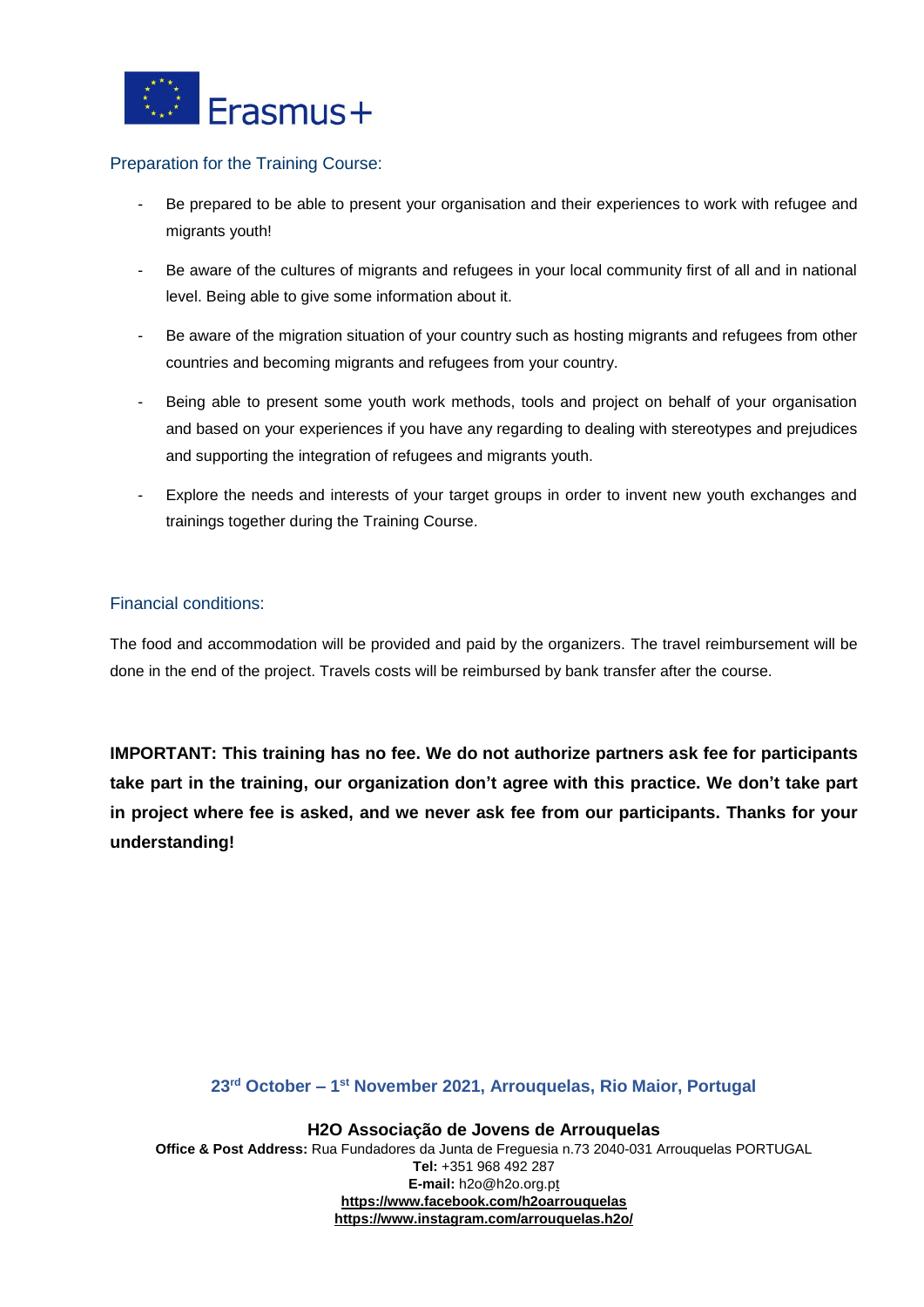## Preparation for the Training Course:

- Be prepared to be able to present your organisation and their experiences to work with refugee and migrants youth!
- Be aware of the cultures of migrants and refugees in your local community first of all and in national level. Being able to give some information about it.
- Be aware of the migration situation of your country such as hosting migrants and refugees from other countries and becoming migrants and refugees from your country.
- Being able to present some youth work methods, tools and project on behalf of your organisation and based on your experiences if you have any regarding to dealing with stereotypes and prejudices and supporting the integration of refugees and migrants youth.
- Explore the needs and interests of your target groups in order to invent new youth exchanges and trainings together during the Training Course.

## Financial conditions:

The food and accommodation will be provided and paid by the organizers. The travel reimbursement will be done in the end of the project. Travels costs will be reimbursed by bank transfer after the course.

**IMPORTANT: This training has no fee. We do not authorize partners ask fee for participants take part in the training, our organization don't agree with this practice. We don't take part in project where fee is asked, and we never ask fee from our participants. Thanks for your understanding!**

**23rd October – 1st November 2021, Arrouquelas, Rio Maior, Portugal**

**H2O Associação de Jovens de Arrouquelas**
**Office & Post Address:** Rua Fundadores da Junta de Freguesia n.73 2040-031 Arrouquelas PORTUGAL
**Tel:** +351 968 492 287
**E-mail:** h2o@h2o.org.pt
**https://www.facebook.com/h2oarrouquelas**
**https://www.instagram.com/arrouquelas.h2o/**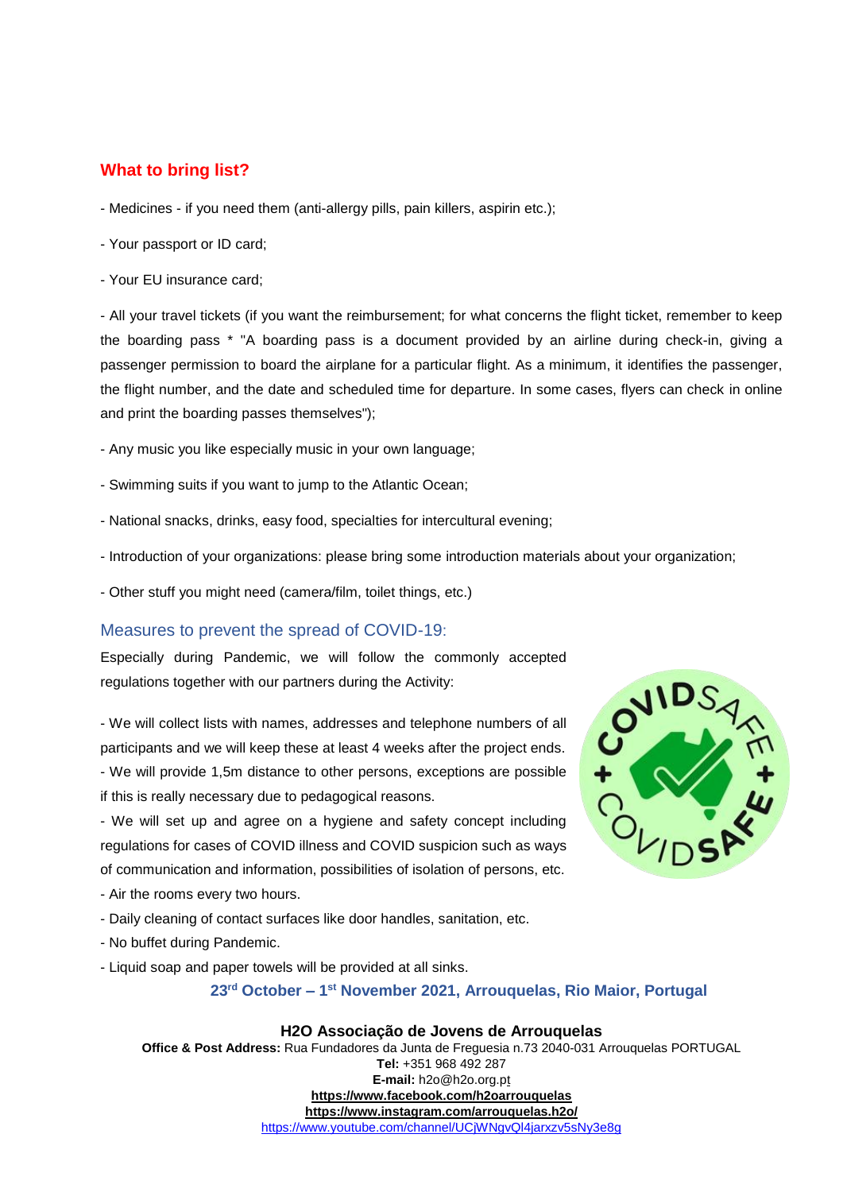## What to bring list?

- Medicines - if you need them (anti-allergy pills, pain killers, aspirin etc.);

- Your passport or ID card;

- Your EU insurance card;

- All your travel tickets (if you want the reimbursement; for what concerns the flight ticket, remember to keep the boarding pass * "A boarding pass is a document provided by an airline during check-in, giving a passenger permission to board the airplane for a particular flight. As a minimum, it identifies the passenger, the flight number, and the date and scheduled time for departure. In some cases, flyers can check in online and print the boarding passes themselves");

- Any music you like especially music in your own language;

- Swimming suits if you want to jump to the Atlantic Ocean;

- National snacks, drinks, easy food, specialties for intercultural evening;

- Introduction of your organizations: please bring some introduction materials about your organization;

- Other stuff you might need (camera/film, toilet things, etc.)

### Measures to prevent the spread of COVID-19:

Especially during Pandemic, we will follow the commonly accepted regulations together with our partners during the Activity:

- We will collect lists with names, addresses and telephone numbers of all participants and we will keep these at least 4 weeks after the project ends.
- We will provide 1,5m distance to other persons, exceptions are possible if this is really necessary due to pedagogical reasons.
- We will set up and agree on a hygiene and safety concept including regulations for cases of COVID illness and COVID suspicion such as ways of communication and information, possibilities of isolation of persons, etc.
- Air the rooms every two hours.
- Daily cleaning of contact surfaces like door handles, sanitation, etc.
- No buffet during Pandemic.
- Liquid soap and paper towels will be provided at all sinks.

**23rd October – 1st November 2021, Arrouquelas, Rio Maior, Portugal**

**H2O Associação de Jovens de Arrouquelas**
**Office & Post Address:** Rua Fundadores da Junta de Freguesia n.73 2040-031 Arrouquelas PORTUGAL
**Tel:** +351 968 492 287
**E-mail:** h2o@h2o.org.pt
**https://www.facebook.com/h2oarrouquelas**
**https://www.instagram.com/arrouquelas.h2o/**
https://www.youtube.com/channel/UCjWNgvQl4jarxzv5sNy3e8g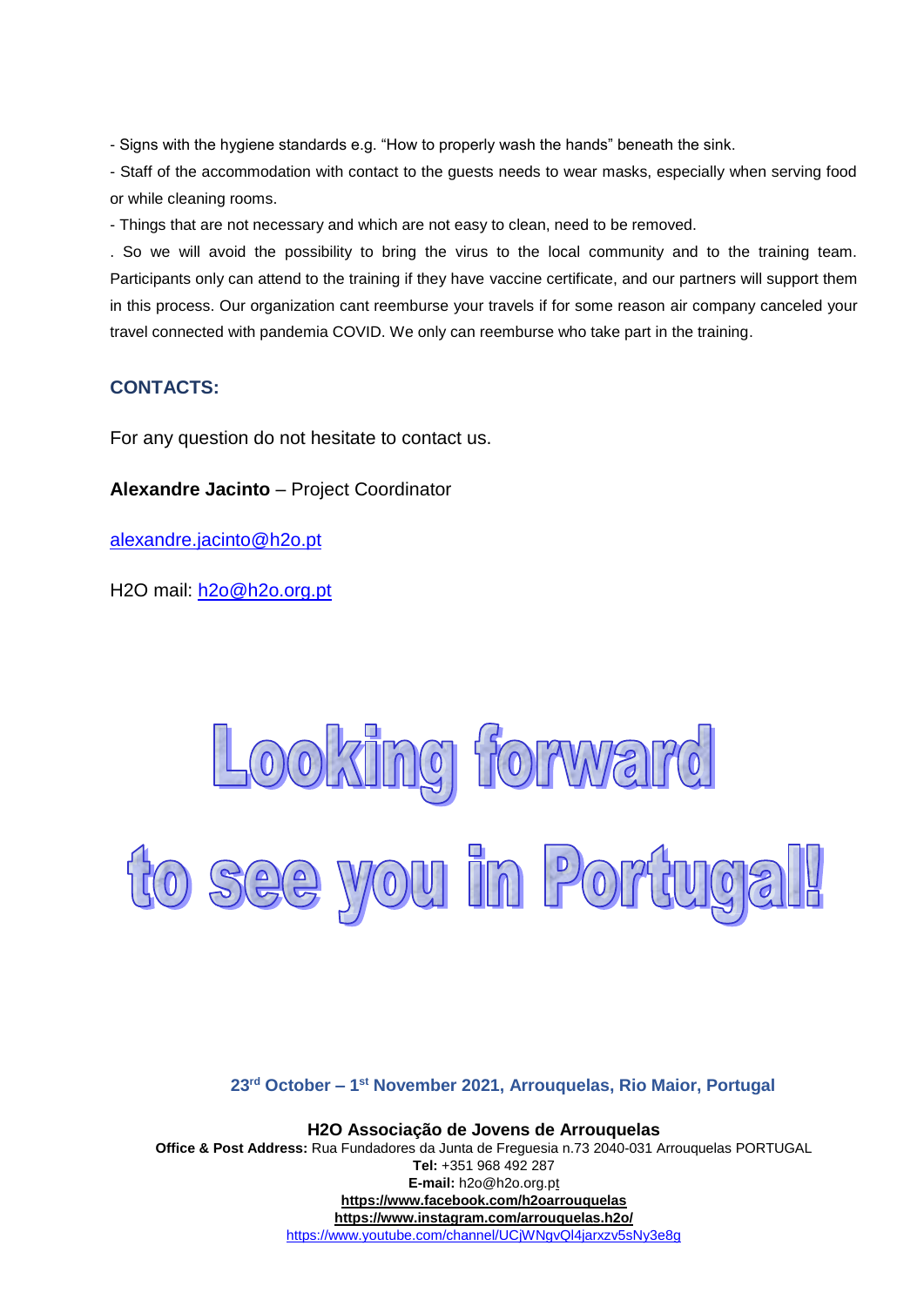- Signs with the hygiene standards e.g. "How to properly wash the hands" beneath the sink.

- Staff of the accommodation with contact to the guests needs to wear masks, especially when serving food or while cleaning rooms.

- Things that are not necessary and which are not easy to clean, need to be removed.

. So we will avoid the possibility to bring the virus to the local community and to the training team. Participants only can attend to the training if they have vaccine certificate, and our partners will support them in this process. Our organization cant reemburse your travels if for some reason air company canceled your travel connected with pandemia COVID. We only can reemburse who take part in the training.

### CONTACTS:

For any question do not hesitate to contact us.

**Alexandre Jacinto** – Project Coordinator

alexandre.jacinto@h2o.pt

H2O mail: h2o@h2o.org.pt

# Looking forward to see you in Portugal!

**23rd October – 1st November 2021, Arrouquelas, Rio Maior, Portugal**

**H2O Associação de Jovens de Arrouquelas**
**Office & Post Address:** Rua Fundadores da Junta de Freguesia n.73 2040-031 Arrouquelas PORTUGAL
**Tel:** +351 968 492 287
**E-mail:** h2o@h2o.org.pt
**https://www.facebook.com/h2oarrouquelas**
**https://www.instagram.com/arrouquelas.h2o/**
https://www.youtube.com/channel/UCjWNgvQl4jarxzv5sNy3e8g